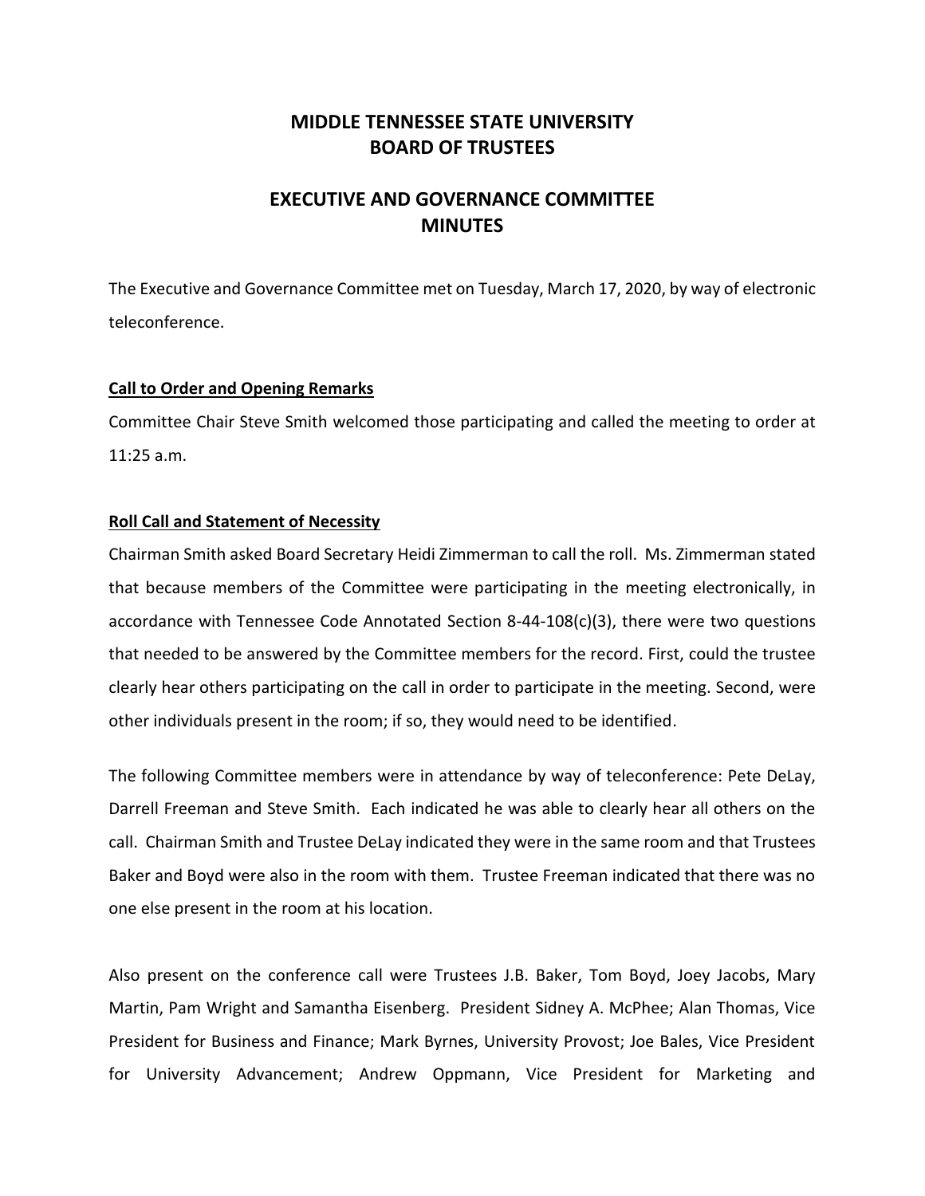# MIDDLE TENNESSEE STATE UNIVERSITY
# BOARD OF TRUSTEES

## EXECUTIVE AND GOVERNANCE COMMITTEE
## MINUTES

The Executive and Governance Committee met on Tuesday, March 17, 2020, by way of electronic teleconference.

**Call to Order and Opening Remarks**

Committee Chair Steve Smith welcomed those participating and called the meeting to order at 11:25 a.m.

**Roll Call and Statement of Necessity**

Chairman Smith asked Board Secretary Heidi Zimmerman to call the roll. Ms. Zimmerman stated that because members of the Committee were participating in the meeting electronically, in accordance with Tennessee Code Annotated Section 8-44-108(c)(3), there were two questions that needed to be answered by the Committee members for the record. First, could the trustee clearly hear others participating on the call in order to participate in the meeting. Second, were other individuals present in the room; if so, they would need to be identified.

The following Committee members were in attendance by way of teleconference: Pete DeLay, Darrell Freeman and Steve Smith. Each indicated he was able to clearly hear all others on the call. Chairman Smith and Trustee DeLay indicated they were in the same room and that Trustees Baker and Boyd were also in the room with them. Trustee Freeman indicated that there was no one else present in the room at his location.

Also present on the conference call were Trustees J.B. Baker, Tom Boyd, Joey Jacobs, Mary Martin, Pam Wright and Samantha Eisenberg. President Sidney A. McPhee; Alan Thomas, Vice President for Business and Finance; Mark Byrnes, University Provost; Joe Bales, Vice President for University Advancement; Andrew Oppmann, Vice President for Marketing and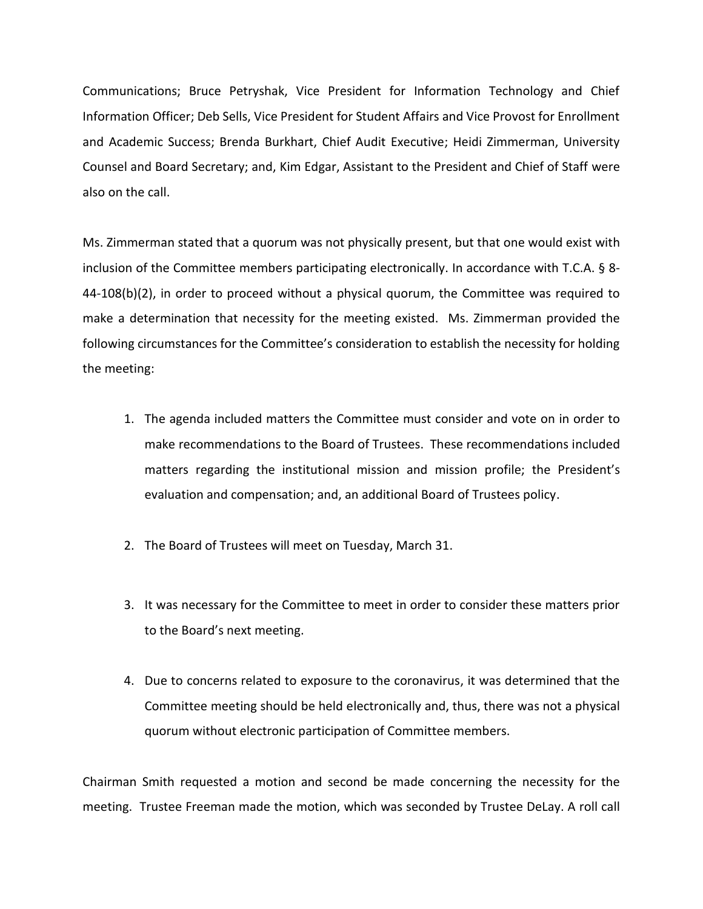Communications; Bruce Petryshak, Vice President for Information Technology and Chief Information Officer; Deb Sells, Vice President for Student Affairs and Vice Provost for Enrollment and Academic Success; Brenda Burkhart, Chief Audit Executive; Heidi Zimmerman, University Counsel and Board Secretary; and, Kim Edgar, Assistant to the President and Chief of Staff were also on the call.

Ms. Zimmerman stated that a quorum was not physically present, but that one would exist with inclusion of the Committee members participating electronically. In accordance with T.C.A. § 8-44-108(b)(2), in order to proceed without a physical quorum, the Committee was required to make a determination that necessity for the meeting existed. Ms. Zimmerman provided the following circumstances for the Committee's consideration to establish the necessity for holding the meeting:

1. The agenda included matters the Committee must consider and vote on in order to make recommendations to the Board of Trustees. These recommendations included matters regarding the institutional mission and mission profile; the President's evaluation and compensation; and, an additional Board of Trustees policy.

2. The Board of Trustees will meet on Tuesday, March 31.

3. It was necessary for the Committee to meet in order to consider these matters prior to the Board's next meeting.

4. Due to concerns related to exposure to the coronavirus, it was determined that the Committee meeting should be held electronically and, thus, there was not a physical quorum without electronic participation of Committee members.

Chairman Smith requested a motion and second be made concerning the necessity for the meeting. Trustee Freeman made the motion, which was seconded by Trustee DeLay. A roll call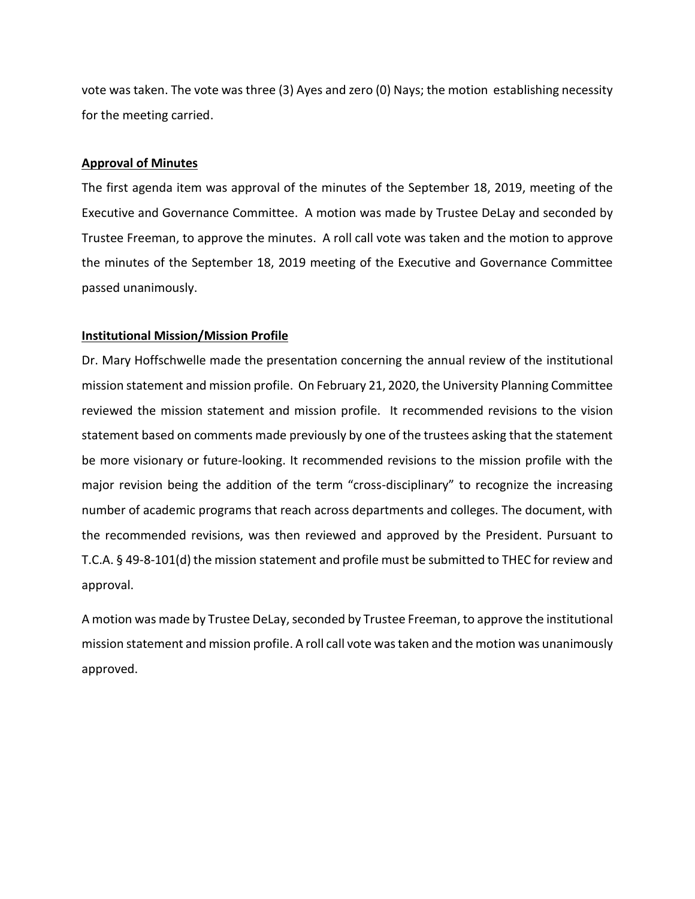vote was taken. The vote was three (3) Ayes and zero (0) Nays; the motion establishing necessity for the meeting carried.

**Approval of Minutes**

The first agenda item was approval of the minutes of the September 18, 2019, meeting of the Executive and Governance Committee. A motion was made by Trustee DeLay and seconded by Trustee Freeman, to approve the minutes. A roll call vote was taken and the motion to approve the minutes of the September 18, 2019 meeting of the Executive and Governance Committee passed unanimously.

**Institutional Mission/Mission Profile**

Dr. Mary Hoffschwelle made the presentation concerning the annual review of the institutional mission statement and mission profile. On February 21, 2020, the University Planning Committee reviewed the mission statement and mission profile. It recommended revisions to the vision statement based on comments made previously by one of the trustees asking that the statement be more visionary or future-looking. It recommended revisions to the mission profile with the major revision being the addition of the term "cross-disciplinary" to recognize the increasing number of academic programs that reach across departments and colleges. The document, with the recommended revisions, was then reviewed and approved by the President. Pursuant to T.C.A. § 49-8-101(d) the mission statement and profile must be submitted to THEC for review and approval.

A motion was made by Trustee DeLay, seconded by Trustee Freeman, to approve the institutional mission statement and mission profile. A roll call vote was taken and the motion was unanimously approved.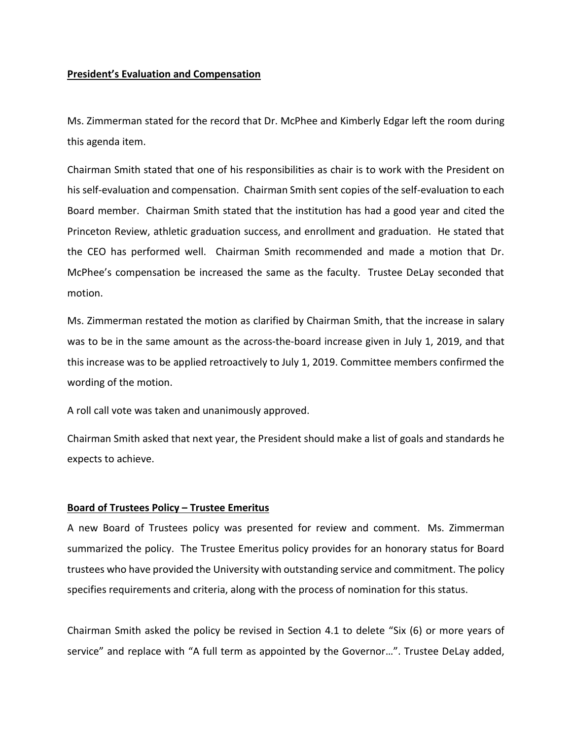**President's Evaluation and Compensation**

Ms. Zimmerman stated for the record that Dr. McPhee and Kimberly Edgar left the room during this agenda item.

Chairman Smith stated that one of his responsibilities as chair is to work with the President on his self-evaluation and compensation. Chairman Smith sent copies of the self-evaluation to each Board member. Chairman Smith stated that the institution has had a good year and cited the Princeton Review, athletic graduation success, and enrollment and graduation. He stated that the CEO has performed well. Chairman Smith recommended and made a motion that Dr. McPhee's compensation be increased the same as the faculty. Trustee DeLay seconded that motion.

Ms. Zimmerman restated the motion as clarified by Chairman Smith, that the increase in salary was to be in the same amount as the across-the-board increase given in July 1, 2019, and that this increase was to be applied retroactively to July 1, 2019. Committee members confirmed the wording of the motion.

A roll call vote was taken and unanimously approved.

Chairman Smith asked that next year, the President should make a list of goals and standards he expects to achieve.

**Board of Trustees Policy – Trustee Emeritus**

A new Board of Trustees policy was presented for review and comment. Ms. Zimmerman summarized the policy. The Trustee Emeritus policy provides for an honorary status for Board trustees who have provided the University with outstanding service and commitment. The policy specifies requirements and criteria, along with the process of nomination for this status.

Chairman Smith asked the policy be revised in Section 4.1 to delete "Six (6) or more years of service" and replace with "A full term as appointed by the Governor…". Trustee DeLay added,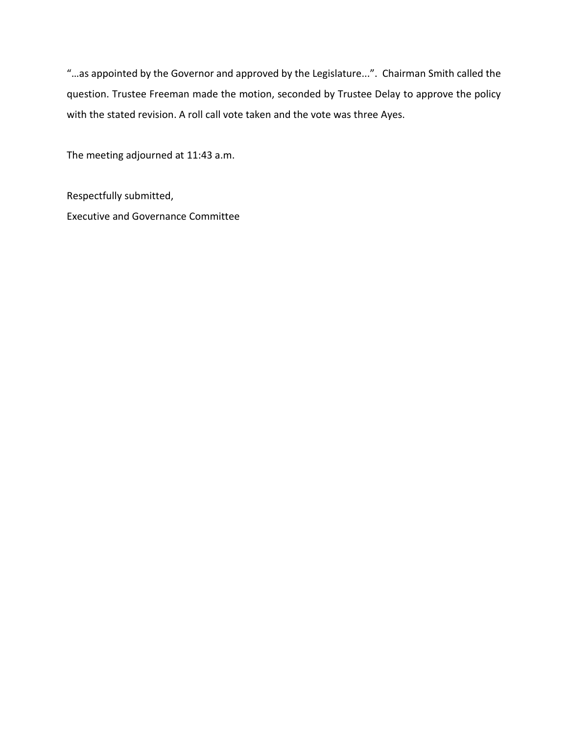"…as appointed by the Governor and approved by the Legislature...". Chairman Smith called the question. Trustee Freeman made the motion, seconded by Trustee Delay to approve the policy with the stated revision. A roll call vote taken and the vote was three Ayes.

The meeting adjourned at 11:43 a.m.

Respectfully submitted,
Executive and Governance Committee